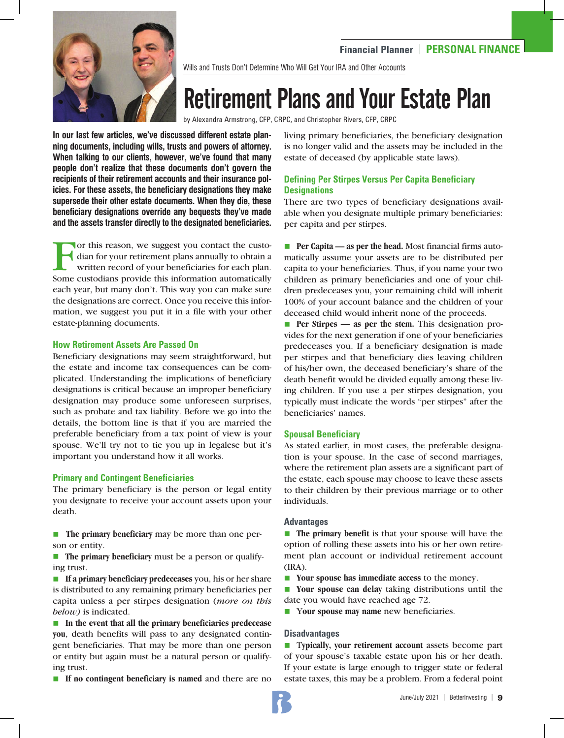Wills and Trusts Don't Determine Who Will Get Your IRA and Other Accounts

# Retirement Plans and Your Estate Plan

by Alexandra Armstrong, CFP, CRPC, and Christopher Rivers, CFP, CRPC

**In our last few articles, we've discussed different estate planning documents, including wills, trusts and powers of attorney. When talking to our clients, however, we've found that many people don't realize that these documents don't govern the recipients of their retirement accounts and their insurance policies. For these assets, the beneficiary designations they make supersede their other estate documents. When they die, these beneficiary designations override any bequests they've made and the assets transfer directly to the designated beneficiaries.**

For this reason, we suggest you contact the custodian for your retirement plans annually to obtain a written record of your beneficiaries for each plan. Some custodians provide this information automatically each year, but many don't. This way you can make sure the designations are correct. Once you receive this information, we suggest you put it in a file with your other estate-planning documents.

### How Retirement Assets Are Passed On

Beneficiary designations may seem straightforward, but the estate and income tax consequences can be complicated. Understanding the implications of beneficiary designations is critical because an improper beneficiary designation may produce some unforeseen surprises, such as probate and tax liability. Before we go into the details, the bottom line is that if you are married the preferable beneficiary from a tax point of view is your spouse. We'll try not to tie you up in legalese but it's important you understand how it all works.

### Primary and Contingent Beneficiaries

The primary beneficiary is the person or legal entity you designate to receive your account assets upon your death.

- **The primary beneficiary** may be more than one person or entity.
- **The primary beneficiary** must be a person or qualifying trust.
- **If a primary beneficiary predeceases** you, his or her share is distributed to any remaining primary beneficiaries per capita unless a per stirpes designation *(more on this below)* is indicated.
- **In the event that all the primary beneficiaries predecease you**, death benefits will pass to any designated contingent beneficiaries. That may be more than one person or entity but again must be a natural person or qualifying trust.
- **If no contingent beneficiary is named** and there are no living primary beneficiaries, the beneficiary designation is no longer valid and the assets may be included in the estate of deceased (by applicable state laws).

### Defining Per Stirpes Versus Per Capita Beneficiary Designations

There are two types of beneficiary designations available when you designate multiple primary beneficiaries: per capita and per stirpes.

- **Per Capita — as per the head.** Most financial firms automatically assume your assets are to be distributed per capita to your beneficiaries. Thus, if you name your two children as primary beneficiaries and one of your children predeceases you, your remaining child will inherit 100% of your account balance and the children of your deceased child would inherit none of the proceeds.
- **Per Stirpes — as per the stem.** This designation provides for the next generation if one of your beneficiaries predeceases you. If a beneficiary designation is made per stirpes and that beneficiary dies leaving children of his/her own, the deceased beneficiary's share of the death benefit would be divided equally among these living children. If you use a per stirpes designation, you typically must indicate the words "per stirpes" after the beneficiaries' names.

### Spousal Beneficiary

As stated earlier, in most cases, the preferable designation is your spouse. In the case of second marriages, where the retirement plan assets are a significant part of the estate, each spouse may choose to leave these assets to their children by their previous marriage or to other individuals.

#### Advantages

- **The primary benefit** is that your spouse will have the option of rolling these assets into his or her own retirement plan account or individual retirement account (IRA).
- **Your spouse has immediate access** to the money.
- **Your spouse can delay** taking distributions until the date you would have reached age 72.
- **Your spouse may name** new beneficiaries.

#### Disadvantages

- **Typically, your retirement account** assets become part of your spouse's taxable estate upon his or her death. If your estate is large enough to trigger state or federal estate taxes, this may be a problem. From a federal point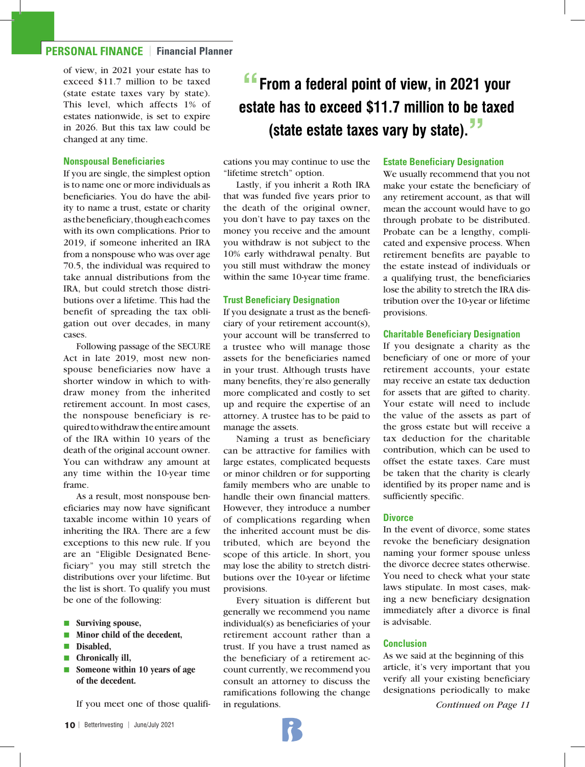of view, in 2021 your estate has to exceed $11.7 million to be taxed (state estate taxes vary by state). This level, which affects 1% of estates nationwide, is set to expire in 2026. But this tax law could be changed at any time.

> **"From a federal point of view, in 2021 your estate has to exceed $11.7 million to be taxed (state estate taxes vary by state)."**

### Nonspousal Beneficiaries

If you are single, the simplest option is to name one or more individuals as beneficiaries. You do have the ability to name a trust, estate or charity as the beneficiary, though each comes with its own complications. Prior to 2019, if someone inherited an IRA from a nonspouse who was over age 70.5, the individual was required to take annual distributions from the IRA, but could stretch those distributions over a lifetime. This had the benefit of spreading the tax obligation out over decades, in many cases.

Following passage of the SECURE Act in late 2019, most new nonspouse beneficiaries now have a shorter window in which to withdraw money from the inherited retirement account. In most cases, the nonspouse beneficiary is required to withdraw the entire amount of the IRA within 10 years of the death of the original account owner. You can withdraw any amount at any time within the 10-year time frame.

As a result, most nonspouse beneficiaries may now have significant taxable income within 10 years of inheriting the IRA. There are a few exceptions to this new rule. If you are an "Eligible Designated Beneficiary" you may still stretch the distributions over your lifetime. But the list is short. To qualify you must be one of the following:

- **Surviving spouse,**
- **Minor child of the decedent,**
- **Disabled,**
- **Chronically ill,**
- **Someone within 10 years of age of the decedent.**

If you meet one of those qualifications you may continue to use the "lifetime stretch" option.

Lastly, if you inherit a Roth IRA that was funded five years prior to the death of the original owner, you don't have to pay taxes on the money you receive and the amount you withdraw is not subject to the 10% early withdrawal penalty. But you still must withdraw the money within the same 10-year time frame.

### Trust Beneficiary Designation

If you designate a trust as the beneficiary of your retirement account(s), your account will be transferred to a trustee who will manage those assets for the beneficiaries named in your trust. Although trusts have many benefits, they're also generally more complicated and costly to set up and require the expertise of an attorney. A trustee has to be paid to manage the assets.

Naming a trust as beneficiary can be attractive for families with large estates, complicated bequests or minor children or for supporting family members who are unable to handle their own financial matters. However, they introduce a number of complications regarding when the inherited account must be distributed, which are beyond the scope of this article. In short, you may lose the ability to stretch distributions over the 10-year or lifetime provisions.

Every situation is different but generally we recommend you name individual(s) as beneficiaries of your retirement account rather than a trust. If you have a trust named as the beneficiary of a retirement account currently, we recommend you consult an attorney to discuss the ramifications following the change in regulations.

### Estate Beneficiary Designation

We usually recommend that you not make your estate the beneficiary of any retirement account, as that will mean the account would have to go through probate to be distributed. Probate can be a lengthy, complicated and expensive process. When retirement benefits are payable to the estate instead of individuals or a qualifying trust, the beneficiaries lose the ability to stretch the IRA distribution over the 10-year or lifetime provisions.

### Charitable Beneficiary Designation

If you designate a charity as the beneficiary of one or more of your retirement accounts, your estate may receive an estate tax deduction for assets that are gifted to charity. Your estate will need to include the value of the assets as part of the gross estate but will receive a tax deduction for the charitable contribution, which can be used to offset the estate taxes. Care must be taken that the charity is clearly identified by its proper name and is sufficiently specific.

### Divorce

In the event of divorce, some states revoke the beneficiary designation naming your former spouse unless the divorce decree states otherwise. You need to check what your state laws stipulate. In most cases, making a new beneficiary designation immediately after a divorce is final is advisable.

### Conclusion

As we said at the beginning of this article, it's very important that you verify all your existing beneficiary designations periodically to make

*Continued on Page 11*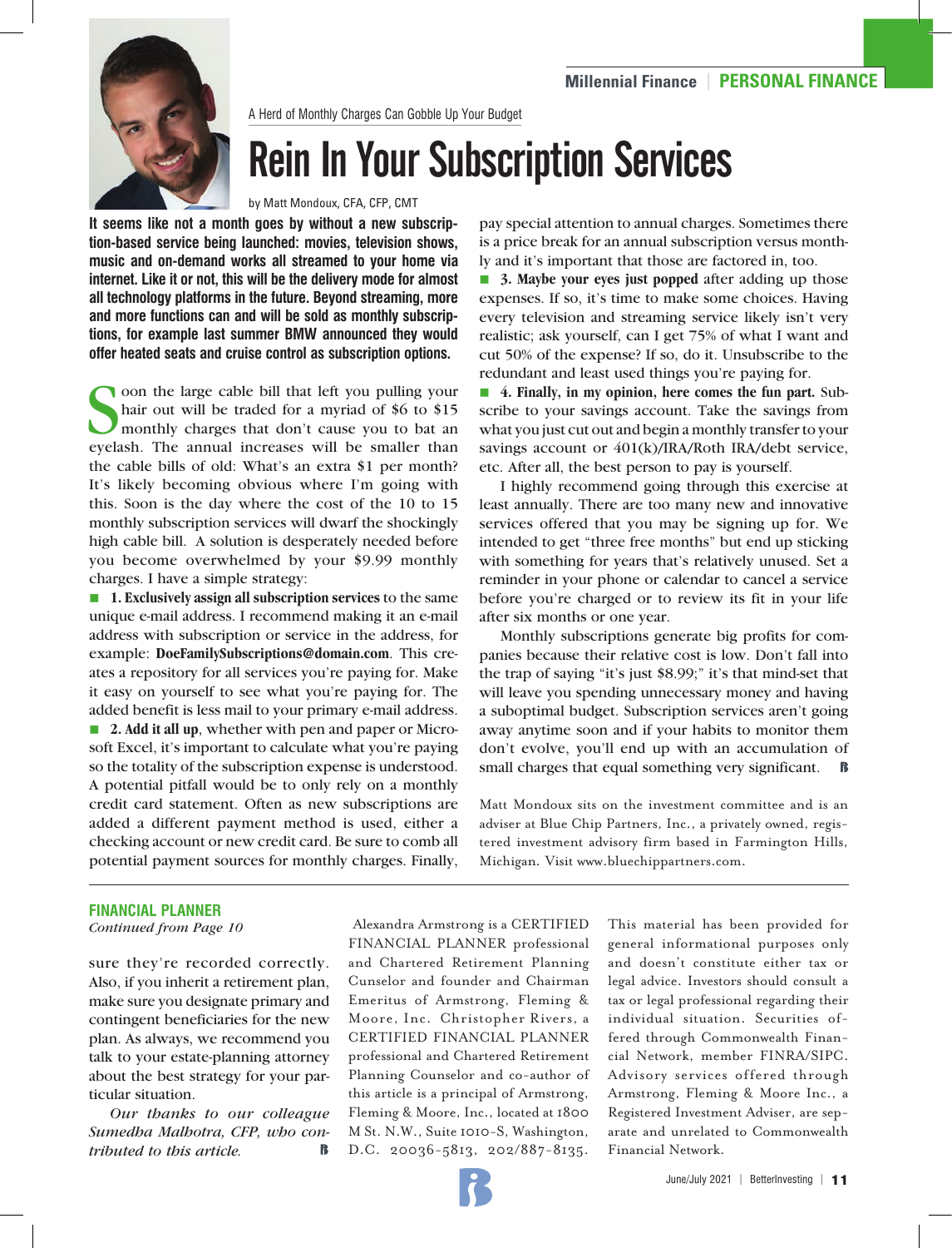Millennial Finance | PERSONAL FINANCE

A Herd of Monthly Charges Can Gobble Up Your Budget

# Rein In Your Subscription Services

by Matt Mondoux, CFA, CFP, CMT

**It seems like not a month goes by without a new subscription-based service being launched: movies, television shows, music and on-demand works all streamed to your home via internet. Like it or not, this will be the delivery mode for almost all technology platforms in the future. Beyond streaming, more and more functions can and will be sold as monthly subscriptions, for example last summer BMW announced they would offer heated seats and cruise control as subscription options.**

Soon the large cable bill that left you pulling your hair out will be traded for a myriad of $6 to $15 monthly charges that don't cause you to bat an eyelash. The annual increases will be smaller than the cable bills of old: What's an extra $1 per month? It's likely becoming obvious where I'm going with this. Soon is the day where the cost of the 10 to 15 monthly subscription services will dwarf the shockingly high cable bill. A solution is desperately needed before you become overwhelmed by your $9.99 monthly charges. I have a simple strategy:

**1. Exclusively assign all subscription services** to the same unique e-mail address. I recommend making it an e-mail address with subscription or service in the address, for example: **DoeFamilySubscriptions@domain.com**. This creates a repository for all services you're paying for. Make it easy on yourself to see what you're paying for. The added benefit is less mail to your primary e-mail address.

**2. Add it all up**, whether with pen and paper or Microsoft Excel, it's important to calculate what you're paying so the totality of the subscription expense is understood. A potential pitfall would be to only rely on a monthly credit card statement. Often as new subscriptions are added a different payment method is used, either a checking account or new credit card. Be sure to comb all potential payment sources for monthly charges. Finally, pay special attention to annual charges. Sometimes there is a price break for an annual subscription versus monthly and it's important that those are factored in, too.

**3. Maybe your eyes just popped** after adding up those expenses. If so, it's time to make some choices. Having every television and streaming service likely isn't very realistic; ask yourself, can I get 75% of what I want and cut 50% of the expense? If so, do it. Unsubscribe to the redundant and least used things you're paying for.

**4. Finally, in my opinion, here comes the fun part.** Subscribe to your savings account. Take the savings from what you just cut out and begin a monthly transfer to your savings account or 401(k)/IRA/Roth IRA/debt service, etc. After all, the best person to pay is yourself.

I highly recommend going through this exercise at least annually. There are too many new and innovative services offered that you may be signing up for. We intended to get "three free months" but end up sticking with something for years that's relatively unused. Set a reminder in your phone or calendar to cancel a service before you're charged or to review its fit in your life after six months or one year.

Monthly subscriptions generate big profits for companies because their relative cost is low. Don't fall into the trap of saying "it's just $8.99;" it's that mind-set that will leave you spending unnecessary money and having a suboptimal budget. Subscription services aren't going away anytime soon and if your habits to monitor them don't evolve, you'll end up with an accumulation of small charges that equal something very significant.

Matt Mondoux sits on the investment committee and is an adviser at Blue Chip Partners, Inc., a privately owned, registered investment advisory firm based in Farmington Hills, Michigan. Visit www.bluechippartners.com.

## FINANCIAL PLANNER

*Continued from Page 10*

sure they're recorded correctly. Also, if you inherit a retirement plan, make sure you designate primary and contingent beneficiaries for the new plan. As always, we recommend you talk to your estate-planning attorney about the best strategy for your particular situation.

*Our thanks to our colleague Sumedha Malhotra, CFP, who contributed to this article.*

Alexandra Armstrong is a CERTIFIED FINANCIAL PLANNER professional and Chartered Retirement Planning Counselor and founder and Chairman Emeritus of Armstrong, Fleming & Moore, Inc. Christopher Rivers, a CERTIFIED FINANCIAL PLANNER professional and Chartered Retirement Planning Counselor and co-author of this article is a principal of Armstrong, Fleming & Moore, Inc., located at 1800 M St. N.W., Suite 1010-S, Washington, D.C. 20036-5813, 202/887-8135.

This material has been provided for general informational purposes only and doesn't constitute either tax or legal advice. Investors should consult a tax or legal professional regarding their individual situation. Securities offered through Commonwealth Financial Network, member FINRA/SIPC. Advisory services offered through Armstrong, Fleming & Moore Inc., a Registered Investment Adviser, are separate and unrelated to Commonwealth Financial Network.